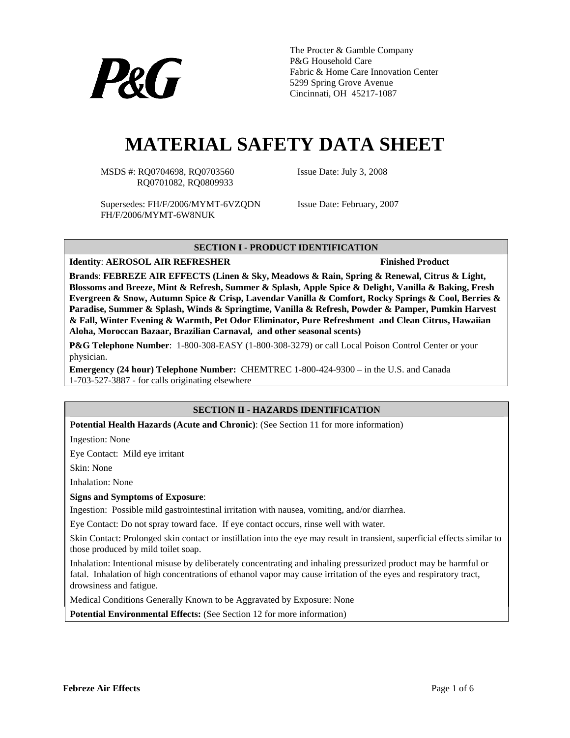P&G

The Procter & Gamble Company
P&G Household Care
Fabric & Home Care Innovation Center
5299 Spring Grove Avenue
Cincinnati, OH 45217-1087

# MATERIAL SAFETY DATA SHEET

MSDS #: RQ0704698, RQ0703560
RQ0701082, RQ0809933

Issue Date: July 3, 2008

Supersedes: FH/F/2006/MYMT-6VZQDN
FH/F/2006/MYMT-6W8NUK

Issue Date: February, 2007

## SECTION I - PRODUCT IDENTIFICATION

**Identity**: **AEROSOL AIR REFRESHER** **Finished Product**

**Brands**: **FEBREZE AIR EFFECTS (Linen & Sky, Meadows & Rain, Spring & Renewal, Citrus & Light, Blossoms and Breeze, Mint & Refresh, Summer & Splash, Apple Spice & Delight, Vanilla & Baking, Fresh Evergreen & Snow, Autumn Spice & Crisp, Lavendar Vanilla & Comfort, Rocky Springs & Cool, Berries & Paradise, Summer & Splash, Winds & Springtime, Vanilla & Refresh, Powder & Pamper, Pumkin Harvest & Fall, Winter Evening & Warmth, Pet Odor Eliminator, Pure Refreshment and Clean Citrus, Hawaiian Aloha, Moroccan Bazaar, Brazilian Carnaval, and other seasonal scents)**

**P&G Telephone Number**: 1-800-308-EASY (1-800-308-3279) or call Local Poison Control Center or your physician.

**Emergency (24 hour) Telephone Number:** CHEMTREC 1-800-424-9300 – in the U.S. and Canada
1-703-527-3887 - for calls originating elsewhere

## SECTION II - HAZARDS IDENTIFICATION

**Potential Health Hazards (Acute and Chronic)**: (See Section 11 for more information)

Ingestion: None

Eye Contact: Mild eye irritant

Skin: None

Inhalation: None

**Signs and Symptoms of Exposure**:

Ingestion: Possible mild gastrointestinal irritation with nausea, vomiting, and/or diarrhea.

Eye Contact: Do not spray toward face. If eye contact occurs, rinse well with water.

Skin Contact: Prolonged skin contact or instillation into the eye may result in transient, superficial effects similar to those produced by mild toilet soap.

Inhalation: Intentional misuse by deliberately concentrating and inhaling pressurized product may be harmful or fatal. Inhalation of high concentrations of ethanol vapor may cause irritation of the eyes and respiratory tract, drowsiness and fatigue.

Medical Conditions Generally Known to be Aggravated by Exposure: None

**Potential Environmental Effects:** (See Section 12 for more information)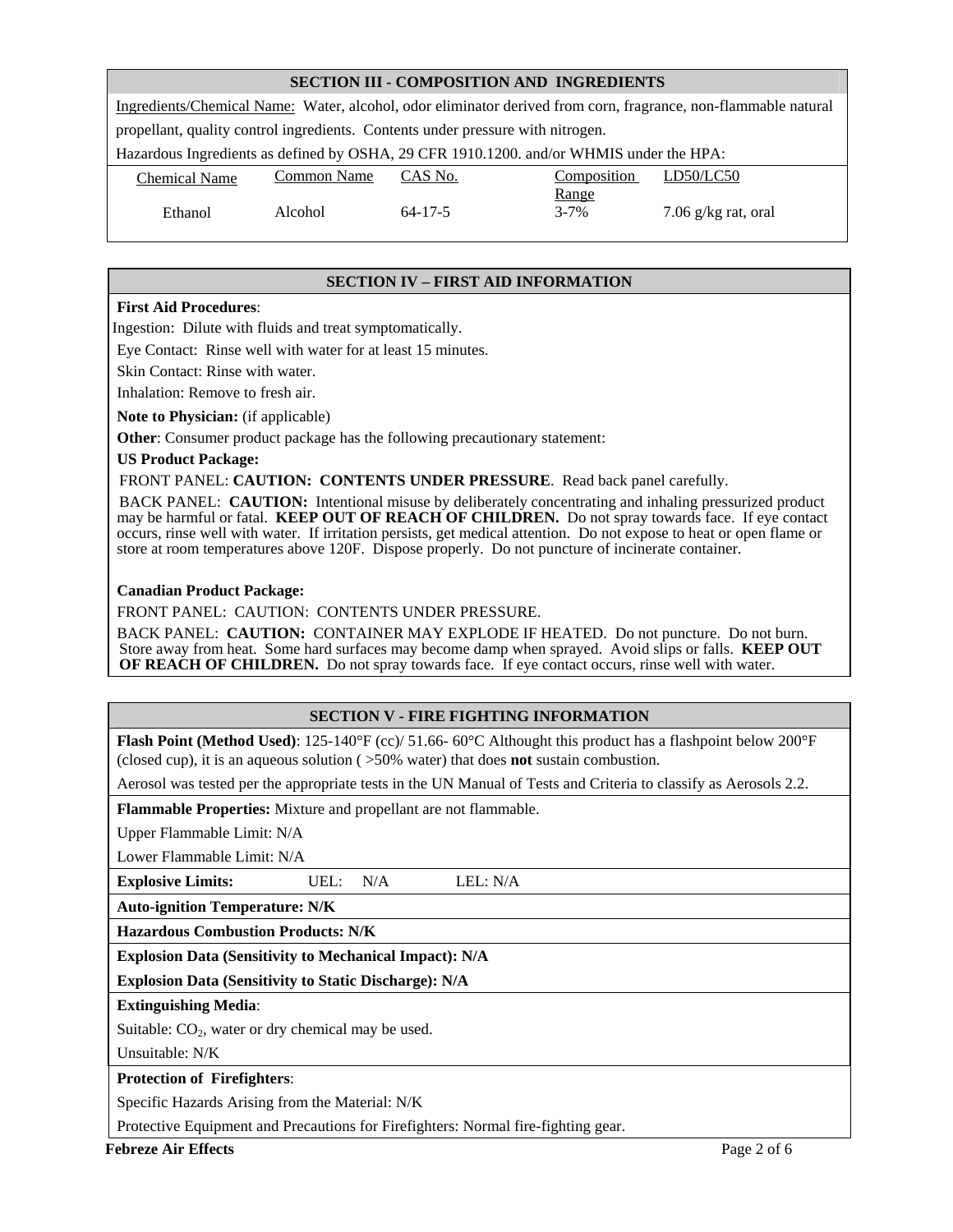## SECTION III - COMPOSITION AND INGREDIENTS

Ingredients/Chemical Name: Water, alcohol, odor eliminator derived from corn, fragrance, non-flammable natural propellant, quality control ingredients. Contents under pressure with nitrogen.

Hazardous Ingredients as defined by OSHA, 29 CFR 1910.1200. and/or WHMIS under the HPA:

| Chemical Name | Common Name | CAS No. | Composition Range | LD50/LC50 |
|---|---|---|---|---|
| Ethanol | Alcohol | 64-17-5 | 3-7% | 7.06 g/kg rat, oral |

## SECTION IV – FIRST AID INFORMATION

**First Aid Procedures**:

Ingestion: Dilute with fluids and treat symptomatically.

Eye Contact: Rinse well with water for at least 15 minutes.

Skin Contact: Rinse with water.

Inhalation: Remove to fresh air.

**Note to Physician:** (if applicable)

**Other**: Consumer product package has the following precautionary statement:

**US Product Package:**

FRONT PANEL: **CAUTION: CONTENTS UNDER PRESSURE**. Read back panel carefully.

BACK PANEL: **CAUTION:** Intentional misuse by deliberately concentrating and inhaling pressurized product may be harmful or fatal. **KEEP OUT OF REACH OF CHILDREN.** Do not spray towards face. If eye contact occurs, rinse well with water. If irritation persists, get medical attention. Do not expose to heat or open flame or store at room temperatures above 120F. Dispose properly. Do not puncture of incinerate container.

**Canadian Product Package:**

FRONT PANEL: CAUTION: CONTENTS UNDER PRESSURE.

BACK PANEL: **CAUTION:** CONTAINER MAY EXPLODE IF HEATED. Do not puncture. Do not burn. Store away from heat. Some hard surfaces may become damp when sprayed. Avoid slips or falls. **KEEP OUT OF REACH OF CHILDREN.** Do not spray towards face. If eye contact occurs, rinse well with water.

## SECTION V - FIRE FIGHTING INFORMATION

**Flash Point (Method Used)**: 125-140°F (cc)/ 51.66- 60°C Althought this product has a flashpoint below 200°F (closed cup), it is an aqueous solution ( >50% water) that does **not** sustain combustion.

Aerosol was tested per the appropriate tests in the UN Manual of Tests and Criteria to classify as Aerosols 2.2.

**Flammable Properties:** Mixture and propellant are not flammable.

Upper Flammable Limit: N/A

Lower Flammable Limit: N/A

**Explosive Limits:** UEL: N/A LEL: N/A

**Auto-ignition Temperature: N/K**

**Hazardous Combustion Products: N/K**

**Explosion Data (Sensitivity to Mechanical Impact): N/A**

**Explosion Data (Sensitivity to Static Discharge): N/A**

**Extinguishing Media**:

Suitable: $CO_2$, water or dry chemical may be used.

Unsuitable: N/K

**Protection of Firefighters**:

Specific Hazards Arising from the Material: N/K

Protective Equipment and Precautions for Firefighters: Normal fire-fighting gear.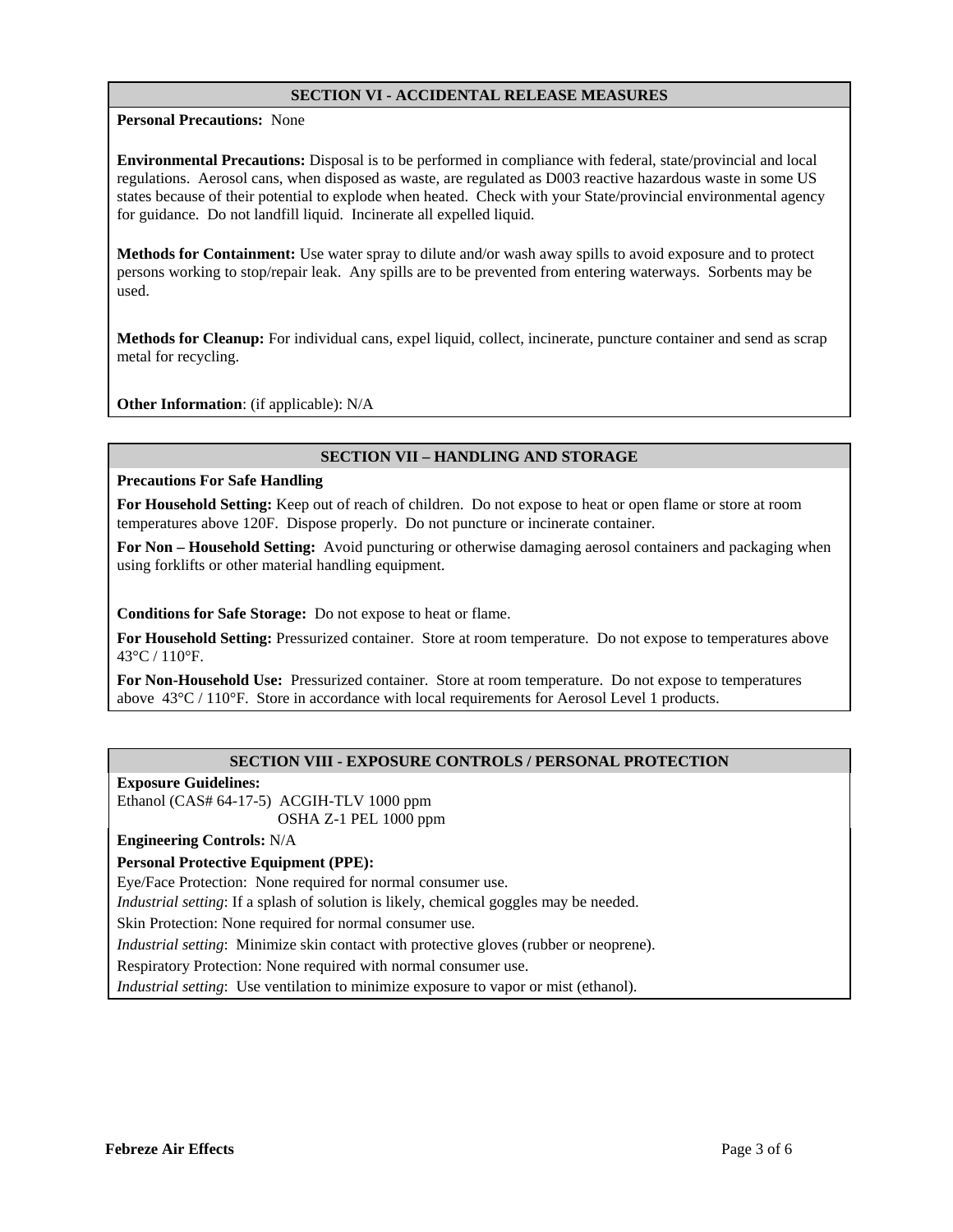## SECTION VI - ACCIDENTAL RELEASE MEASURES

**Personal Precautions:** None

**Environmental Precautions:** Disposal is to be performed in compliance with federal, state/provincial and local regulations. Aerosol cans, when disposed as waste, are regulated as D003 reactive hazardous waste in some US states because of their potential to explode when heated. Check with your State/provincial environmental agency for guidance. Do not landfill liquid. Incinerate all expelled liquid.

**Methods for Containment:** Use water spray to dilute and/or wash away spills to avoid exposure and to protect persons working to stop/repair leak. Any spills are to be prevented from entering waterways. Sorbents may be used.

**Methods for Cleanup:** For individual cans, expel liquid, collect, incinerate, puncture container and send as scrap metal for recycling.

**Other Information**: (if applicable): N/A

## SECTION VII – HANDLING AND STORAGE

**Precautions For Safe Handling**

**For Household Setting:** Keep out of reach of children. Do not expose to heat or open flame or store at room temperatures above 120F. Dispose properly. Do not puncture or incinerate container.

**For Non – Household Setting:** Avoid puncturing or otherwise damaging aerosol containers and packaging when using forklifts or other material handling equipment.

**Conditions for Safe Storage:** Do not expose to heat or flame.

**For Household Setting:** Pressurized container. Store at room temperature. Do not expose to temperatures above 43°C / 110°F.

**For Non-Household Use:** Pressurized container. Store at room temperature. Do not expose to temperatures above 43°C / 110°F. Store in accordance with local requirements for Aerosol Level 1 products.

## SECTION VIII - EXPOSURE CONTROLS / PERSONAL PROTECTION

**Exposure Guidelines:**

Ethanol (CAS# 64-17-5) ACGIH-TLV 1000 ppm
OSHA Z-1 PEL 1000 ppm

**Engineering Controls:** N/A

**Personal Protective Equipment (PPE):**

Eye/Face Protection: None required for normal consumer use.

*Industrial setting*: If a splash of solution is likely, chemical goggles may be needed.

Skin Protection: None required for normal consumer use.

*Industrial setting*: Minimize skin contact with protective gloves (rubber or neoprene).

Respiratory Protection: None required with normal consumer use.

*Industrial setting*: Use ventilation to minimize exposure to vapor or mist (ethanol).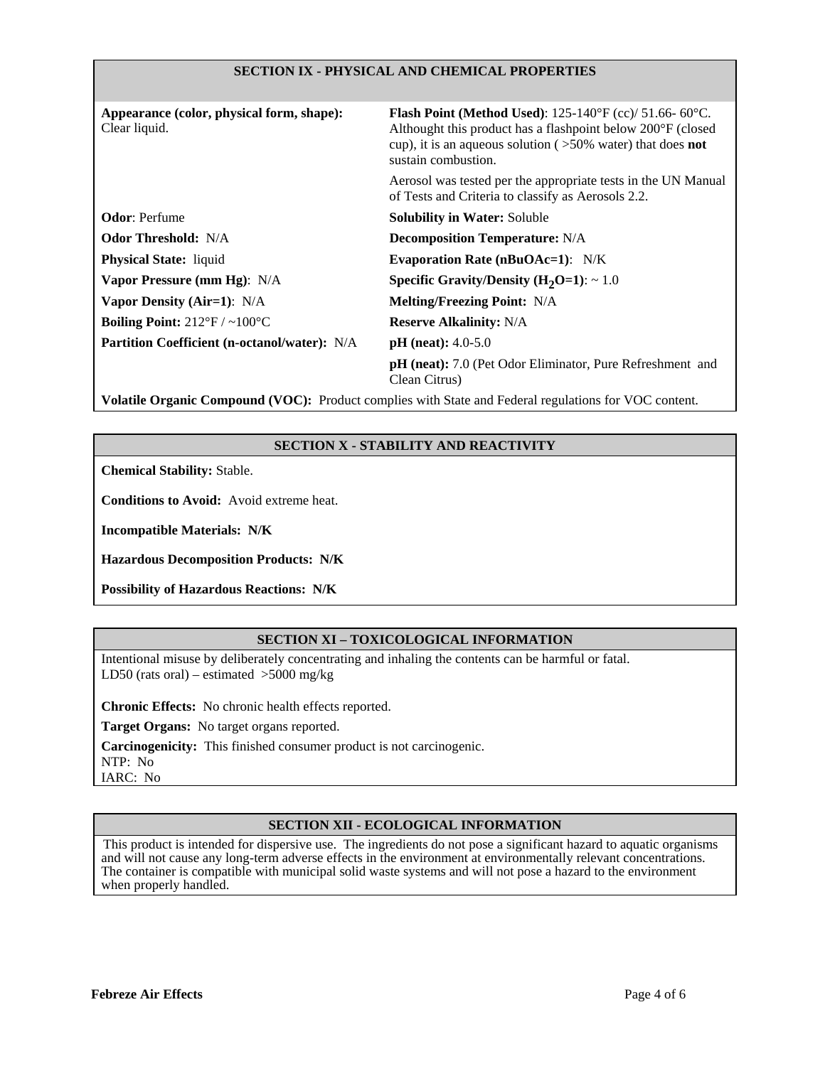## SECTION IX - PHYSICAL AND CHEMICAL PROPERTIES

**Appearance (color, physical form, shape):** Clear liquid.

**Flash Point (Method Used)**: 125-140°F (cc)/ 51.66- 60°C. Althought this product has a flashpoint below 200°F (closed cup), it is an aqueous solution ( >50% water) that does **not** sustain combustion.

Aerosol was tested per the appropriate tests in the UN Manual of Tests and Criteria to classify as Aerosols 2.2.

**Odor**: Perfume

**Solubility in Water:** Soluble

**Odor Threshold:** N/A

**Decomposition Temperature:** N/A

**Physical State:** liquid

**Evaporation Rate (nBuOAc=1)**: N/K

**Vapor Pressure (mm Hg)**: N/A

**Specific Gravity/Density ($H_2O$=1)**: ~ 1.0

**Vapor Density (Air=1)**: N/A

**Melting/Freezing Point:** N/A

**Boiling Point:** 212°F / ~100°C

**Reserve Alkalinity:** N/A

**Partition Coefficient (n-octanol/water):** N/A

**pH (neat):** 4.0-5.0

**pH (neat):** 7.0 (Pet Odor Eliminator, Pure Refreshment and Clean Citrus)

**Volatile Organic Compound (VOC):** Product complies with State and Federal regulations for VOC content.

## SECTION X - STABILITY AND REACTIVITY

**Chemical Stability:** Stable.

**Conditions to Avoid:** Avoid extreme heat.

**Incompatible Materials: N/K**

**Hazardous Decomposition Products: N/K**

**Possibility of Hazardous Reactions: N/K**

## SECTION XI – TOXICOLOGICAL INFORMATION

Intentional misuse by deliberately concentrating and inhaling the contents can be harmful or fatal.
LD50 (rats oral) – estimated >5000 mg/kg

**Chronic Effects:** No chronic health effects reported.

**Target Organs:** No target organs reported.

**Carcinogenicity:** This finished consumer product is not carcinogenic.
NTP: No
IARC: No

## SECTION XII - ECOLOGICAL INFORMATION

This product is intended for dispersive use. The ingredients do not pose a significant hazard to aquatic organisms and will not cause any long-term adverse effects in the environment at environmentally relevant concentrations. The container is compatible with municipal solid waste systems and will not pose a hazard to the environment when properly handled.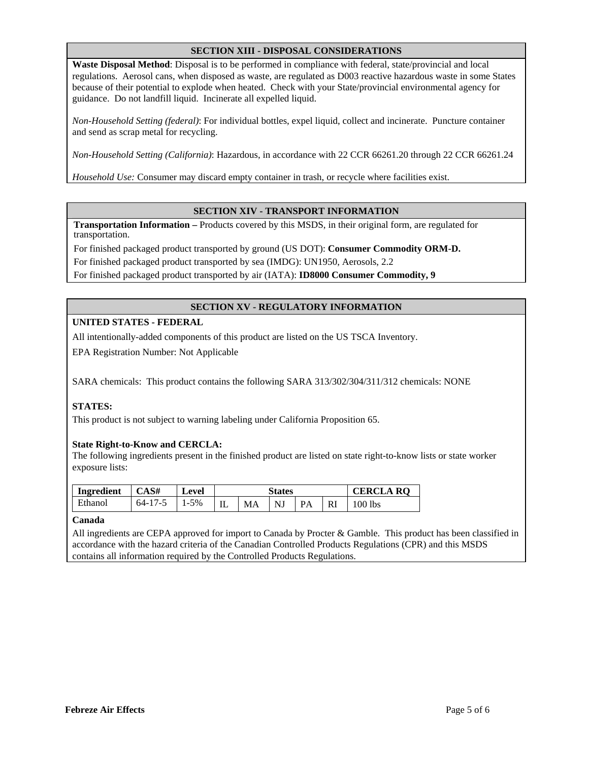## SECTION XIII - DISPOSAL CONSIDERATIONS

**Waste Disposal Method**: Disposal is to be performed in compliance with federal, state/provincial and local regulations. Aerosol cans, when disposed as waste, are regulated as D003 reactive hazardous waste in some States because of their potential to explode when heated. Check with your State/provincial environmental agency for guidance. Do not landfill liquid. Incinerate all expelled liquid.

*Non-Household Setting (federal)*: For individual bottles, expel liquid, collect and incinerate. Puncture container and send as scrap metal for recycling.

*Non-Household Setting (California)*: Hazardous, in accordance with 22 CCR 66261.20 through 22 CCR 66261.24

*Household Use:* Consumer may discard empty container in trash, or recycle where facilities exist.

## SECTION XIV - TRANSPORT INFORMATION

**Transportation Information –** Products covered by this MSDS, in their original form, are regulated for transportation.

For finished packaged product transported by ground (US DOT): **Consumer Commodity ORM-D.**

For finished packaged product transported by sea (IMDG): UN1950, Aerosols, 2.2

For finished packaged product transported by air (IATA): **ID8000 Consumer Commodity, 9**

## SECTION XV - REGULATORY INFORMATION

**UNITED STATES - FEDERAL**

All intentionally-added components of this product are listed on the US TSCA Inventory.

EPA Registration Number: Not Applicable

SARA chemicals: This product contains the following SARA 313/302/304/311/312 chemicals: NONE

**STATES:**

This product is not subject to warning labeling under California Proposition 65.

**State Right-to-Know and CERCLA:**

The following ingredients present in the finished product are listed on state right-to-know lists or state worker exposure lists:

| Ingredient | CAS# | Level | States | | | | | CERCLA RQ |
|---|---|---|---|---|---|---|---|---|
| Ethanol | 64-17-5 | 1-5% | IL | MA | NJ | PA | RI | 100 lbs |

**Canada**

All ingredients are CEPA approved for import to Canada by Procter & Gamble. This product has been classified in accordance with the hazard criteria of the Canadian Controlled Products Regulations (CPR) and this MSDS contains all information required by the Controlled Products Regulations.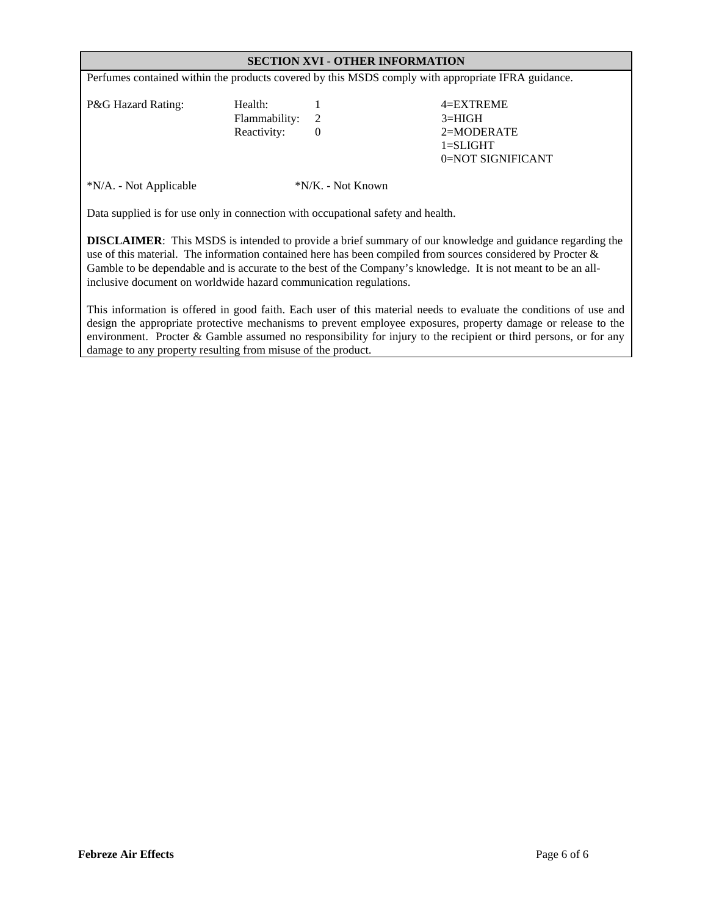## SECTION XVI - OTHER INFORMATION

Perfumes contained within the products covered by this MSDS comply with appropriate IFRA guidance.

| | | | |
|---|---|---|---|
| P&G Hazard Rating: | Health: | 1 | 4=EXTREME |
| | Flammability: | 2 | 3=HIGH |
| | Reactivity: | 0 | 2=MODERATE |
| | | | 1=SLIGHT |
| | | | 0=NOT SIGNIFICANT |

*N/A. - Not Applicable *N/K. - Not Known

Data supplied is for use only in connection with occupational safety and health.

**DISCLAIMER**: This MSDS is intended to provide a brief summary of our knowledge and guidance regarding the use of this material. The information contained here has been compiled from sources considered by Procter & Gamble to be dependable and is accurate to the best of the Company's knowledge. It is not meant to be an all-inclusive document on worldwide hazard communication regulations.

This information is offered in good faith. Each user of this material needs to evaluate the conditions of use and design the appropriate protective mechanisms to prevent employee exposures, property damage or release to the environment. Procter & Gamble assumed no responsibility for injury to the recipient or third persons, or for any damage to any property resulting from misuse of the product.